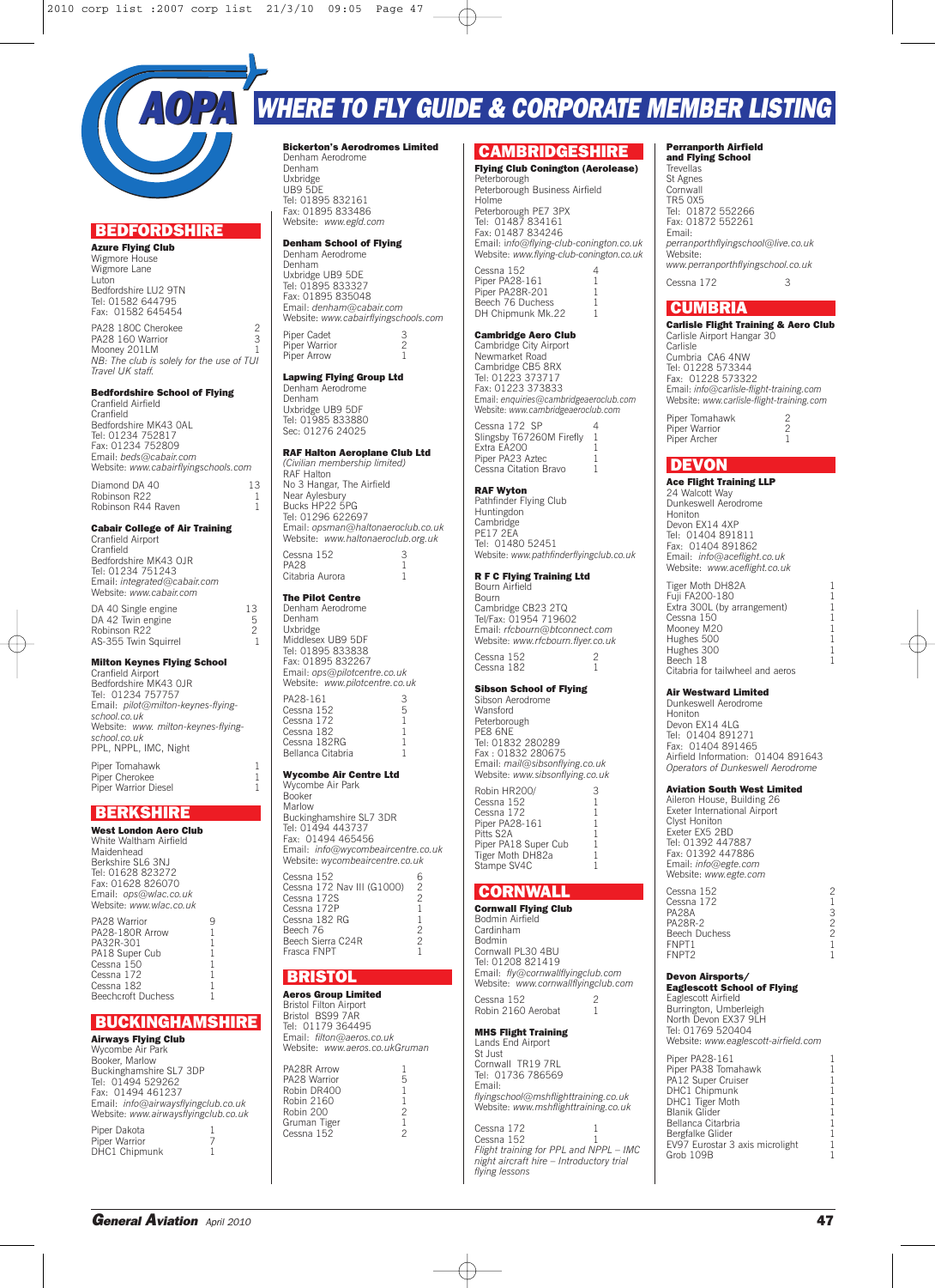# AOPA WHERE TO FLY GUIDE & CORPORATE MEMBER LISTING

## BEDFORDSHIRE

**Azure Flying Club**
Wigmore House
Wigmore Lane
Luton
Bedfordshire LU2 9TN
Tel: 01582 644795
Fax: 01582 645454

| | |
|---|---|
| PA28 180C Cherokee | 2 |
| PA28 160 Warrior | 3 |
| Mooney 201LM | 1 |

*NB: The club is solely for the use of TUI Travel UK staff.*

**Bedfordshire School of Flying**
Cranfield Airfield
Cranfield
Bedfordshire MK43 0AL
Tel: 01234 752817
Fax: 01234 752809
Email: *beds@cabair.com*
Website: *www.cabairflyingschools.com*

| | |
|---|---|
| Diamond DA 40 | 13 |
| Robinson R22 | 1 |
| Robinson R44 Raven | 1 |

**Cabair College of Air Training**
Cranfield Airport
Cranfield
Bedfordshire MK43 0JR
Tel: 01234 751243
Email: *integrated@cabair.com*
Website: *www.cabair.com*

| | |
|---|---|
| DA 40 Single engine | 13 |
| DA 42 Twin engine | 5 |
| Robinson R22 | 2 |
| AS-355 Twin Squirrel | 1 |

**Milton Keynes Flying School**
Cranfield Airport
Bedfordshire MK43 0JR
Tel: 01234 757757
Email: *pilot@milton-keynes-flying-school.co.uk*
Website: *www. milton-keynes-flying-school.co.uk*
PPL, NPPL, IMC, Night

| | |
|---|---|
| Piper Tomahawk | 1 |
| Piper Cherokee | 1 |
| Piper Warrior Diesel | 1 |

## BERKSHIRE

**West London Aero Club**
White Waltham Airfield
Maidenhead
Berkshire SL6 3NJ
Tel: 01628 823272
Fax: 01628 826070
Email: *ops@wlac.co.uk*
Website: *www.wlac.co.uk*

| | |
|---|---|
| PA28 Warrior | 9 |
| PA28-180R Arrow | 1 |
| PA32R-301 | 1 |
| PA18 Super Cub | 1 |
| Cessna 150 | 1 |
| Cessna 172 | 1 |
| Cessna 182 | 1 |
| Beechcroft Duchess | 1 |

## BUCKINGHAMSHIRE

**Airways Flying Club**
Wycombe Air Park
Booker, Marlow
Buckinghamshire SL7 3DP
Tel: 01494 529262
Fax: 01494 461237
Email: *info@airwaysflyingclub.co.uk*
Website: *www.airwaysflyingclub.co.uk*

| | |
|---|---|
| Piper Dakota | 1 |
| Piper Warrior | 7 |
| DHC1 Chipmunk | 1 |

**Bickerton's Aerodromes Limited**
Denham Aerodrome
Denham
Uxbridge
UB9 5DE
Tel: 01895 832161
Fax: 01895 833486
Website: *www.egld.com*

**Denham School of Flying**
Denham Aerodrome
Denham
Uxbridge UB9 5DE
Tel: 01895 833327
Fax: 01895 835048
Email: *denham@cabair.com*
Website: *www.cabairflyingschools.com*

| | |
|---|---|
| Piper Cadet | 3 |
| Piper Warrior | 2 |
| Piper Arrow | 1 |

**Lapwing Flying Group Ltd**
Denham Aerodrome
Denham
Uxbridge UB9 5DF
Tel: 01985 833880
Sec: 01276 24025

**RAF Halton Aeroplane Club Ltd**
*(Civilian membership limited)*
RAF Halton
No 3 Hangar, The Airfield
Near Aylesbury
Bucks HP22 5PG
Tel: 01296 622697
Email: *opsman@haltonaeroclub.co.uk*
Website: *www.haltonaeroclub.org.uk*

| | |
|---|---|
| Cessna 152 | 3 |
| PA28 | 1 |
| Citabria Aurora | 1 |

**The Pilot Centre**
Denham Aerodrome
Denham
Uxbridge
Middlesex UB9 5DF
Tel: 01895 833838
Fax: 01895 832267
Email: *ops@pilotcentre.co.uk*
Website: *www.pilotcentre.co.uk*

| | |
|---|---|
| PA28-161 | 3 |
| Cessna 152 | 5 |
| Cessna 172 | 1 |
| Cessna 182 | 1 |
| Cessna 182RG | 1 |
| Bellanca Citabria | 1 |

**Wycombe Air Centre Ltd**
Wycombe Air Park
Booker
Marlow
Buckinghamshire SL7 3DR
Tel: 01494 443737
Fax: 01494 465456
Email: *info@wycombeaircentre.co.uk*
Website: *wycombeaircentre.co.uk*

| | |
|---|---|
| Cessna 152 | 6 |
| Cessna 172 Nav III (G1000) | 2 |
| Cessna 172S | 2 |
| Cessna 172P | 1 |
| Cessna 182 RG | 1 |
| Beech 76 | 2 |
| Beech Sierra C24R | 2 |
| Frasca FNPT | 1 |

## BRISTOL

**Aeros Group Limited**
Bristol Filton Airport
Bristol BS99 7AR
Tel: 01179 364495
Email: *filton@aeros.co.uk*
Website: *www.aeros.co.ukGruman*

| | |
|---|---|
| PA28R Arrow | 1 |
| PA28 Warrior | 5 |
| Robin DR400 | 1 |
| Robin 2160 | 1 |
| Robin 200 | 2 |
| Gruman Tiger | 1 |
| Cessna 152 | 2 |

## CAMBRIDGESHIRE

**Flying Club Conington (Aerolease)**
Peterborough
Peterborough Business Airfield
Holme
Peterborough PE7 3PX
Tel: 01487 834161
Fax: 01487 834246
Email: *info@flying-club-conington.co.uk*
Website: *www.flying-club-conington.co.uk*

| | |
|---|---|
| Cessna 152 | 4 |
| Piper PA28-161 | 1 |
| Piper PA28R-201 | 1 |
| Beech 76 Duchess | 1 |
| DH Chipmunk Mk.22 | 1 |

**Cambridge Aero Club**
Cambridge City Airport
Newmarket Road
Cambridge CB5 8RX
Tel: 01223 373717
Fax: 01223 373833
Email: *enquiries@cambridgeaeroclub.com*
Website: *www.cambridgeaeroclub.com*

| | |
|---|---|
| Cessna 172 SP | 4 |
| Slingsby T67260M Firefly | 1 |
| Extra EA200 | 1 |
| Piper PA23 Aztec | 1 |
| Cessna Citation Bravo | 1 |

**RAF Wyton**
Pathfinder Flying Club
Huntingdon
Cambridge
PE17 2EA
Tel: 01480 52451
Website: *www.pathfinderflyingclub.co.uk*

**R F C Flying Training Ltd**
Bourn Airfield
Bourn
Cambridge CB23 2TQ
Tel/Fax: 01954 719602
Email: *rfcbourn@btconnect.com*
Website: *www.rfcbourn.flyer.co.uk*

| | |
|---|---|
| Cessna 152 | 2 |
| Cessna 182 | 1 |

**Sibson School of Flying**
Sibson Aerodrome
Wansford
Peterborough
PE8 6NE
Tel: 01832 280289
Fax : 01832 280675
Email: *mail@sibsonflying.co.uk*
Website: *www.sibsonflying.co.uk*

| | |
|---|---|
| Robin HR200/ | 3 |
| Cessna 152 | 1 |
| Cessna 172 | 1 |
| Piper PA28-161 | 1 |
| Pitts S2A | 1 |
| Piper PA18 Super Cub | 1 |
| Tiger Moth DH82a | 1 |
| Stampe SV4C | 1 |

## CORNWALL

**Cornwall Flying Club**
Bodmin Airfield
Cardinham
Bodmin
Cornwall PL30 4BU
Tel: 01208 821419
Email: *fly@cornwallflyingclub.com*
Website: *www.cornwallflyingclub.com*

| | |
|---|---|
| Cessna 152 | 2 |
| Robin 2160 Aerobat | 1 |

**MHS Flight Training**
Lands End Airport
St Just
Cornwall TR19 7RL
Tel: 01736 786569
Email: *flyingschool@mshflighttraining.co.uk*
Website: *www.mshflighttraining.co.uk*

| | |
|---|---|
| Cessna 172 | 1 |
| Cessna 152 | 1 |

*Flight training for PPL and NPPL – IMC night aircraft hire – Introductory trial flying lessons*

**Perranporth Airfield and Flying School**
Trevellas
St Agnes
Cornwall
TR5 0X5
Tel: 01872 552266
Fax: 01872 552261
Email: *perranporthflyingschool@live.co.uk*
Website: *www.perranporthflyingschool.co.uk*

| | |
|---|---|
| Cessna 172 | 3 |

## CUMBRIA

**Carlisle Flight Training & Aero Club**
Carlisle Airport Hangar 30
Carlisle
Cumbria CA6 4NW
Tel: 01228 573344
Fax: 01228 573322
Email: *info@carlisle-flight-training.com*
Website: *www.carlisle-flight-training.com*

| | |
|---|---|
| Piper Tomahawk | 2 |
| Piper Warrior | 2 |
| Piper Archer | 1 |

## DEVON

**Ace Flight Training LLP**
24 Walcott Way
Dunkeswell Aerodrome
Honiton
Devon EX14 4XP
Tel: 01404 891811
Fax: 01404 891862
Email: *info@aceflight.co.uk*
Website: *www.aceflight.co.uk*

| | |
|---|---|
| Tiger Moth DH82A | 1 |
| Fuji FA200-180 | 1 |
| Extra 300L (by arrangement) | 1 |
| Cessna 150 | 1 |
| Mooney M20 | 1 |
| Hughes 500 | 1 |
| Hughes 300 | 1 |
| Beech 18 | 1 |

Citabria for tailwheel and aeros

**Air Westward Limited**
Dunkeswell Aerodrome
Honiton
Devon EX14 4LG
Tel: 01404 891271
Fax: 01404 891465
Airfield Information: 01404 891643
*Operators of Dunkeswell Aerodrome*

**Aviation South West Limited**
Aileron House, Building 26
Exeter International Airport
Clyst Honiton
Exeter EX5 2BD
Tel: 01392 447887
Fax: 01392 447886
Email: *info@egte.com*
Website: *www.egte.com*

| | |
|---|---|
| Cessna 152 | 2 |
| Cessna 172 | 1 |
| PA28A | 3 |
| PA28R-2 | 2 |
| Beech Duchess | 2 |
| FNPT1 | 1 |
| FNPT2 | 1 |

**Devon Airsports/ Eaglescott School of Flying**
Eaglescott Airfield
Burrington, Umberleigh
North Devon EX37 9LH
Tel: 01769 520404
Website: *www.eaglescott-airfield.com*

| | |
|---|---|
| Piper PA28-161 | 1 |
| Piper PA38 Tomahawk | 1 |
| PA12 Super Cruiser | 1 |
| DHC1 Chipmunk | 1 |
| DHC1 Tiger Moth | 1 |
| Blanik Glider | 1 |
| Bellanca Citarbria | 1 |
| Bergfalke Glider | 1 |
| EV97 Eurostar 3 axis microlight | 1 |
| Grob 109B | 1 |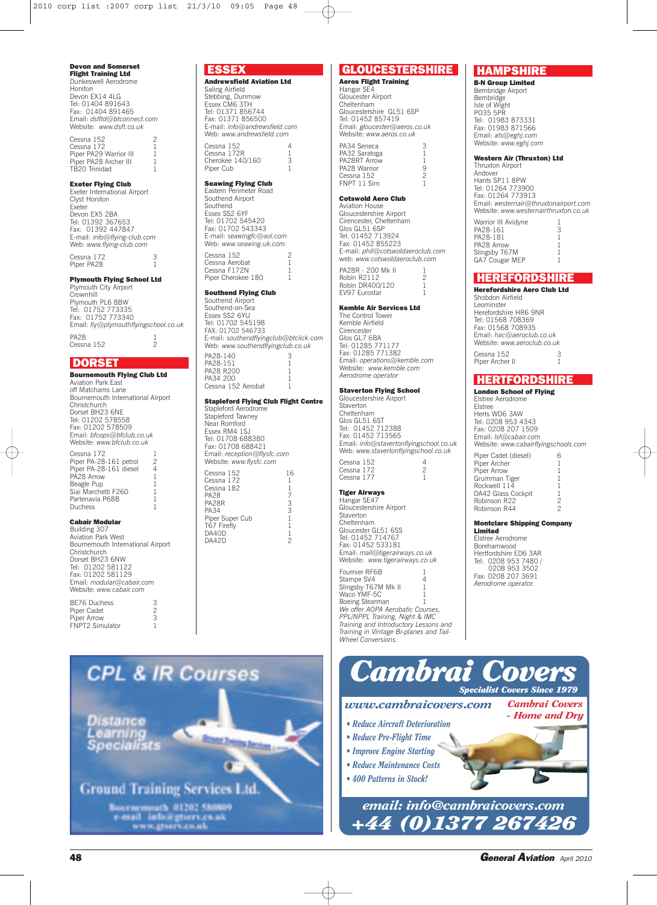**Devon and Somerset Flight Training Ltd**
Dunkeswell Aerodrome
Honiton
Devon EX14 4LG
Tel: 01404 891643
Fax: 01404 891465
Email: *dsftld@btconnect.com*
Website: *www.dsft.co.uk*

| | |
|---|---|
| Cessna 152 | 2 |
| Cessna 172 | 1 |
| Piper PA29 Warrior III | 1 |
| Piper PA28 Archer III | 1 |
| TB20 Trinidad | 1 |

**Exeter Flying Club**
Exeter International Airport
Clyst Honiton
Exeter
Devon EX5 2BA
Tel: 01392 367653
Fax: 01392 447847
E-mail: *info@flying-club.com*
Web: *www.flying-club.com*

| | |
|---|---|
| Cessna 172 | 3 |
| Piper PA28 | 1 |

**Plymouth Flying School Ltd**
Plymouth City Airport
Crownhill
Plymouth PL6 8BW
Tel: 01752 773335
Fax: 01752 773340
Email: *fly@plymouthflyingschool.co.uk*

| | |
|---|---|
| PA28 | 1 |
| Cessna 152 | 2 |

## DORSET

**Bournemouth Flying Club Ltd**
Aviation Park East
off Matchams Lane
Bournemouth International Airport
Christchurch
Dorset BH23 6NE
Tel: 01202 578558
Fax: 01202 578509
Email: *bfcops@bfclub.co.uk*
Website: *www.bfclub.co.uk*

| | |
|---|---|
| Cessna 172 | 1 |
| Piper PA-28-161 petrol | 2 |
| Piper PA-28-161 diesel | 4 |
| PA28 Arrow | 1 |
| Beagle Pup | 1 |
| Siai Marchetti F260 | 1 |
| Partenavia P68B | 1 |
| Duchess | 1 |

**Cabair Modular**
Building 307
Aviation Park West
Bournemouth International Airport
Christchurch
Dorset BH23 6NW
Tel: 01202 581122
Fax: 01202 581129
Email: *modular@cabair.com*
Website: *www.cabair.com*

| | |
|---|---|
| BE76 Duchess | 3 |
| Piper Cadet | 2 |
| Piper Arrow | 3 |
| FNPT2 Simulator | 1 |

## ESSEX

**Andrewsfield Aviation Ltd**
Saling Airfield
Stebbing, Dunmow
Essex CM6 3TH
Tel: 01371 856744
Fax: 01371 856500
E-mail: *info@andrewsfield.com*
Web: *www.andrewsfield.com*

| | |
|---|---|
| Cessna 152 | 4 |
| Cessna 172R | 1 |
| Cherokee 140/160 | 3 |
| Piper Cub | 1 |

**Seawing Flying Club**
Eastern Perimeter Road
Southend Airport
Southend
Essex SS2 6YF
Tel: 01702 545420
Fax: 01702 543343
E-mail: *seawingfc@aol.com*
Web: *www.seawing.uk.com*

| | |
|---|---|
| Cessna 152 | 2 |
| Cessna Aerobat | 1 |
| Cessna F172N | 1 |
| Piper Cherokee 180 | 1 |

**Southend Flying Club**
Southend Airport
Southend-on-Sea
Essex SS2 6YU
Tel: 01702 545198
FAX: 01702 546733
E-mail: *southendflyingclub@btclick.com*
Web: *www.southendflyingclub.co.uk*

| | |
|---|---|
| PA28-140 | 3 |
| PA28-151 | 1 |
| PA28 R200 | 1 |
| PA34 200 | 1 |
| Cessna 152 Aerobat | 1 |

**Stapleford Flying Club Flight Centre**
Stapleford Aerodrome
Stapleford Tawney
Near Romford
Essex RM4 1SJ
Tel: 01708 688380
Fax: 01708 688421
Email: *reception@flysfc.com*
Website: *www.flysfc.com*

| | |
|---|---|
| Cessna 152 | 16 |
| Cessna 172 | 1 |
| Cessna 182 | 1 |
| PA28 | 7 |
| PA28R | 3 |
| PA34 | 3 |
| Piper Super Cub | 1 |
| T67 Firefly | 1 |
| DA40D | 1 |
| DA42D | 2 |

## GLOUCESTERSHIRE

**Aeros Flight Training**
Hangar SE4
Gloucester Airport
Cheltenham
Gloucestershire GL51 6SP
Tel: 01452 857419
Email: *gloucester@aeros.co.uk*
Website: *www.aeros.co.uk*

| | |
|---|---|
| PA34 Seneca | 3 |
| PA32 Saratoga | 1 |
| PA28RT Arrow | 1 |
| PA28 Warrior | 9 |
| Cessna 152 | 2 |
| FNPT 11 Sim | 1 |

**Cotswold Aero Club**
Aviation House
Gloucestershire Airport
Cirencester, Cheltenham
Glos GL51 6SP
Tel: 01452 713924
Fax: 01452 855223
E-mail: *phil@cotswoldaeroclub.com*
web: *www.cotswoldaeroclub.com*

| | |
|---|---|
| PA28R - 200 Mk II | 1 |
| Robin R2112 | 2 |
| Robin DR400/120 | 1 |
| EV97 Eurostar | 1 |

**Kemble Air Services Ltd**
The Control Tower
Kemble Airfield
Cirencester
Glos GL7 6BA
Tel: 01285 771177
Fax: 01285 771382
Email: *operations@kemble.com*
Website: *www.kemble.com*
*Aerodrome operator*

**Staverton Flying School**
Gloucestershire Airport
Staverton
Cheltenham
Glos GL51 6ST
Tel: 01452 712388
Fax: 01452 713565
Email: *info@stavertonflyingschool.co.uk*
Web: *www.stavertonflyingschool.co.uk*

| | |
|---|---|
| Cessna 152 | 4 |
| Cessna 172 | 2 |
| Cessna 177 | 1 |

**Tiger Airways**
Hangar SE47
Gloucestershire Airport
Staverton
Cheltenham
Gloucester GL51 6SS
Tel: 01452 714767
Fax: 01452 533181
Email: *mail@tigerairways.co.uk*
Website: *www.tigerairways.co.uk*

| | |
|---|---|
| Fournier RF6B | 1 |
| Stampe SV4 | 4 |
| Slingsby T67M Mk II | 1 |
| Waco YMF-5C | 1 |
| Boeing Stearman | 1 |

*We offer AOPA Aerobatic Courses, PPL/NPPL Training, Night & IMC Training and Introductory Lessons and Training in Vintage Bi-planes and Tail-Wheel Conversions.*

## HAMPSHIRE

**B-N Group Limited**
Bembridge Airport
Bembridge
Isle of Wight
PO35 5PR
Tel: 01983 873331
Fax: 01983 871566
Email: *ats@eghj.com*
Website: *www.eghj.com*

**Western Air (Thruxton) Ltd**
Thruxton Airport
Andover
Hants SP11 8PW
Tel: 01264 773900
Fax: 01264 773913
Email: *westernair@thruxtonairport.com*
Website: *www.westernairthruxton.co.uk*

| | |
|---|---|
| Warrior III Avidyne | 1 |
| PA28-161 | 3 |
| PA28-181 | 1 |
| PA28 Arrow | 1 |
| Slingsby T67M | 1 |
| GA7 Cougar MEP | 1 |

## HEREFORDSHIRE

**Herefordshire Aero Club Ltd**
Shobdon Airfield
Leominster
Herefordshire HR6 9NR
Tel: 01568 708369
Fax: 01568 708935
Email: *hac@aeroclub.co.uk*
Website: *www.aeroclub.co.uk*

| | |
|---|---|
| Cessna 152 | 3 |
| Piper Archer II | 1 |

## HERTFORDSHIRE

**London School of Flying**
Elstree Aerodrome
Elstree
Herts WD6 3AW
Tel: 0208 953 4343
Fax: 0208 207 1509
Email: *lsf@cabair.com*
Website: *www.cabairflyingschools.com*

| | |
|---|---|
| Piper Cadet (diesel) | 6 |
| Piper Archer | 1 |
| Piper Arrow | 1 |
| Grumman Tiger | 1 |
| Rockwell 114 | 1 |
| DA42 Glass Cockpit | 1 |
| Robinson R22 | 2 |
| Robinson R44 | 2 |

**Montclare Shipping Company Limited**
Elstree Aerodrome
Borehamwood
Hertfordshire ED6 3AR
Tel: 0208 953 7480 / 0208 953 3502
Fax: 0208 207 3691
*Aerodrome operator.*

**CPL & IR Courses**
Distance Learning Specialists
Ground Training Services Ltd.
Bournemouth 01202 580809
e-mail info@gtserv.co.uk
www.gtserv.co.uk

**Cambrai Covers**
Specialist Covers Since 1979
www.cambraicovers.com
Cambrai Covers - Home and Dry
- Reduce Aircraft Deterioration
- Reduce Pre-Flight Time
- Improve Engine Starting
- Reduce Maintenance Costs
- 400 Patterns in Stock!

email: info@cambraicovers.com
+44 (0)1377 267426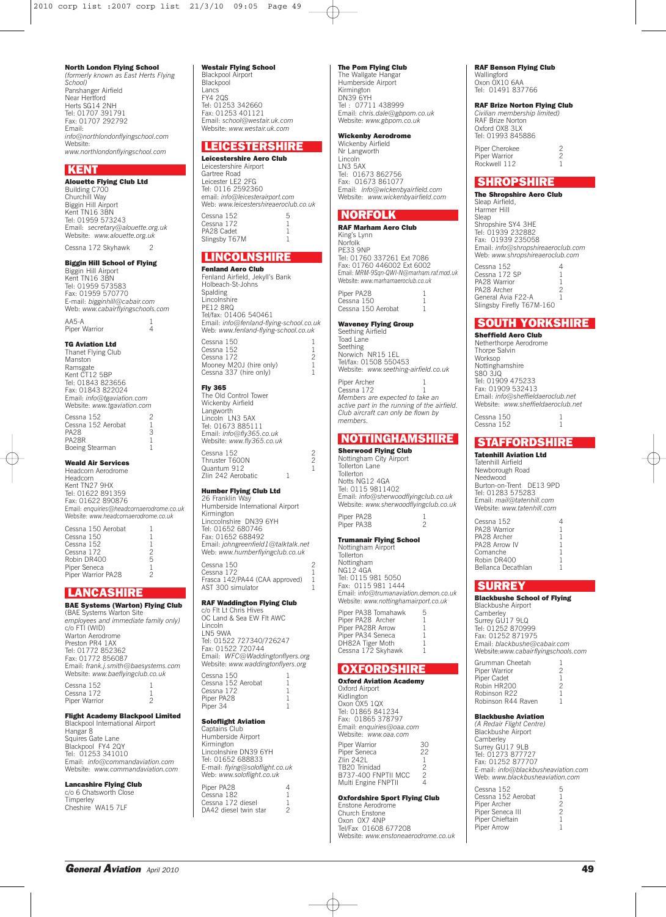**North London Flying School**
*(formerly known as East Herts Flying School)*
Panshanger Airfield
Near Hertford
Herts SG14 2NH
Tel: 01707 391791
Fax: 01707 292792
Email:
*info@northlondonflyingschool.com*
Website:
*www.northlondonflyingschool.com*

## KENT

**Alouette Flying Club Ltd**
Building C700
Churchill Way
Biggin Hill Airport
Kent TN16 3BN
Tel: 01959 573243
Email: *secretary@alouette.org.uk*
Website: *www.alouette.org.uk*

| | |
|---|---|
| Cessna 172 Skyhawk | 2 |

**Biggin Hill School of Flying**
Biggin Hill Airport
Kent TN16 3BN
Tel: 01959 573583
Fax: 01959 570770
E-mail: *bigginhill@cabair.com*
Web: *www.cabairflyingschools.com*

| | |
|---|---|
| AA5-A | 1 |
| Piper Warrior | 4 |

**TG Aviation Ltd**
Thanet Flying Club
Manston
Ramsgate
Kent CT12 5BP
Tel: 01843 823656
Fax: 01843 822024
Email: *info@tgaviation.com*
Website: *www.tgaviation.com*

| | |
|---|---|
| Cessna 152 | 2 |
| Cessna 152 Aerobat | 1 |
| PA28 | 3 |
| PA28R | 1 |
| Boeing Stearman | 1 |

**Weald Air Services**
Headcorn Aerodrome
Headcorn
Kent TN27 9HX
Tel: 01622 891359
Fax: 01622 890876
Email: *enquiries@headcornaerodrome.co.uk*
Website: *www.headcornaerodrome.co.uk*

| | |
|---|---|
| Cessna 150 Aerobat | 1 |
| Cessna 150 | 1 |
| Cessna 152 | 1 |
| Cessna 172 | 2 |
| Robin DR400 | 5 |
| Piper Seneca | 1 |
| Piper Warrior PA28 | 2 |

## LANCASHIRE

**BAE Systems (Warton) Flying Club**
(BAE Systems Warton Site *employees and immediate family only)*
c/o FTI (WID)
Warton Aerodrome
Preston PR4 1AX
Tel: 01772 852362
Fax: 01772 856087
Email: *frank.j.smith@baesystems.com*
Website: *www.baeflyingclub.co.uk*

| | |
|---|---|
| Cessna 152 | 1 |
| Cessna 172 | 1 |
| Piper Warrior | 2 |

**Flight Academy Blackpool Limited**
Blackpool International Airport
Hangar 8
Squires Gate Lane
Blackpool FY4 2QY
Tel: 01253 341010
Email: *info@commandaviation.com*
Website: *www.commandaviation.com*

**Lancashire Flying Club**
c/o 6 Chatsworth Close
Timperley
Cheshire WA15 7LF

**Westair Flying School**
Blackpool Airport
Blackpool
Lancs
FY4 2QS
Tel: 01253 342660
Fax: 01253 401121
Email: *school@westair.uk.com*
Website: *www.westair.uk.com*

## LEICESTERSHIRE

**Leicestershire Aero Club**
Leicestershire Airport
Gartree Road
Leicester LE2 2FG
Tel: 0116 2592360
email: *info@leicesterairport.com*
Web: *www.leicestershireaeroclub.co.uk*

| | |
|---|---|
| Cessna 152 | 5 |
| Cessna 172 | 1 |
| PA28 Cadet | 1 |
| Slingsby T67M | 1 |

## LINCOLNSHIRE

**Fenland Aero Club**
Fenland Airfield, Jekyll's Bank
Holbeach-St-Johns
Spalding
Lincolnshire
PE12 8RQ
Tel/fax: 01406 540461
Email: *info@fenland-flying-school.co.uk*
Web: *www.fenland-flying-school.co.uk*

| | |
|---|---|
| Cessna 150 | 1 |
| Cessna 152 | 1 |
| Cessna 172 | 2 |
| Mooney M20J (hire only) | 1 |
| Cessna 337 (hire only) | 1 |

**Fly 365**
The Old Control Tower
Wickenby Airfield
Langworth
Lincoln LN3 5AX
Tel: 01673 885111
Email: *info@fly365.co.uk*
Website: *www.fly365.co.uk*

| | |
|---|---|
| Cessna 152 | 2 |
| Thruster T600N | 2 |
| Quantum 912 | 1 |
| Zlin 242 Aerobatic | 1 |

**Humber Flying Club Ltd**
26 Franklin Way
Humberside International Airport
Kirmington
Linccolnshire DN39 6YH
Tel: 01652 680746
Fax: 01652 688492
Email: *johngreenfield1@talktalk.net*
Web: *www.humberflyingclub.co.uk*

| | |
|---|---|
| Cessna 150 | 2 |
| Cessna 172 | 1 |
| Frasca 142/PA44 (CAA approved) | 1 |
| AST 300 simulator | 1 |

**RAF Waddington Flying Club**
c/o Flt Lt Chris Hives
OC Land & Sea EW Flt AWC
Lincoln
LN5 9WA
Tel: 01522 727340/726247
Fax: 01522 720744
Email: *WFC@Waddingtonflyers.org*
Website: *www.waddingtonflyers.org*

| | |
|---|---|
| Cessna 150 | 1 |
| Cessna 152 Aerobat | 1 |
| Cessna 172 | 1 |
| Piper PA28 | 1 |
| Piper 34 | 1 |

**Soloflight Aviation**
Captains Club
Humberside Airport
Kirmington
Lincolnshire DN39 6YH
Tel: 01652 688833
E-mail: *flying@soloflight.co.uk*
Web: *www.soloflight.co.uk*

| | |
|---|---|
| Piper PA28 | 4 |
| Cessna 182 | 1 |
| Cessna 172 diesel | 1 |
| DA42 diesel twin star | 2 |

**The Pom Flying Club**
The Wallgate Hangar
Humberside Airport
Kirmington
DN39 6YH
Tel : 07711 438999
Email: *chris.dale@gbpom.co.uk*
Website: *www.gbpom.co.uk*

**Wickenby Aerodrome**
Wickenby Airfield
Nr Langworth
Lincoln
LN3 5AX
Tel: 01673 862756
Fax: 01673 861077
Email: *info@wickenbyairfield.com*
Website: *www.wickenbyairfield.com*

## NORFOLK

**RAF Marham Aero Club**
King's Lynn
Norfolk
PE33 9NP
Tel: 01760 337261 Ext 7086
Fax: 01760 446002 Ext 6002
Email: *MRM-9Sqn-QWI-N@marham.raf.mod.uk*
Website: *www.marhamaeroclub.co.uk*

| | |
|---|---|
| Piper PA28 | 1 |
| Cessna 150 | 1 |
| Cessna 150 Aerobat | 1 |

**Waveney Flying Group**
Seething Airfield
Toad Lane
Seething
Norwich NR15 1EL
Tel/fax: 01508 550453
Website: *www.seething-airfield.co.uk*

| | |
|---|---|
| Piper Archer | 1 |
| Cessna 172 | 1 |

*Members are expected to take an active part in the running of the airfield. Club aircraft can only be flown by members.*

## NOTTINGHAMSHIRE

**Sherwood Flying Club**
Nottingham City Airport
Tollerton Lane
Tollerton
Notts NG12 4GA
Tel: 0115 9811402
Email: *info@sherwoodflyingclub.co.uk*
Website: *www.sherwoodflyingclub.co.uk*

| | |
|---|---|
| Piper PA28 | 1 |
| Piper PA38 | 2 |

**Trumanair Flying School**
Nottingham Airport
Tollerton
Nottingham
NG12 4GA
Tel: 0115 981 5050
Fax: 0115 981 1444
Email: *info@trumanaviation.demon.co.uk*
Website: *www.nottinghamairport.co.uk*

| | |
|---|---|
| Piper PA38 Tomahawk | 5 |
| Piper PA28 Archer | 1 |
| Piper PA28R Arrow | 1 |
| Piper PA34 Seneca | 1 |
| DH82A Tiger Moth | 1 |
| Cessna 172 Skyhawk | 1 |

## OXFORDSHIRE

**Oxford Aviation Academy**
Oxford Airport
Kidlington
Oxon OX5 1QX
Tel: 01865 841234
Fax: 01865 378797
Email: *enquiries@oaa.com*
Website: *www.oaa.com*

| | |
|---|---|
| Piper Warrior | 30 |
| Piper Seneca | 22 |
| Zlin 242L | 1 |
| TB20 Trinidad | 2 |
| B737-400 FNPTII MCC | 2 |
| Multi Engine FNPTII | 4 |

**Oxfordshire Sport Flying Club**
Enstone Aerodrome
Church Enstone
Oxon OX7 4NP
Tel/Fax 01608 677208
Website: *www.enstoneaerodrome.co.uk*

**RAF Benson Flying Club**
Wallingford
Oxon OX10 6AA
Tel: 01491 837766

**RAF Brize Norton Flying Club**
*Civilian membership limited)*
RAF Brize Norton
Oxford OX8 3LX
Tel: 01993 845886

| | |
|---|---|
| Piper Cherokee | 2 |
| Piper Warrior | 2 |
| Rockwell 112 | 1 |

## SHROPSHIRE

**The Shropshire Aero Club**
Sleap Airfield,
Harmer Hill
Sleap
Shropshire SY4 3HE
Tel: 01939 232882
Fax: 01939 235058
Email: *info@shropshireaeroclub.com*
Web: *www.shropshireaeroclub.com*

| | |
|---|---|
| Cessna 152 | 4 |
| Cessna 172 SP | 1 |
| PA28 Warrior | 1 |
| PA28 Archer | 2 |
| General Avia F22-A | 1 |
| Slingsby Firefly T67M-160 | |

## SOUTH YORKSHIRE

**Sheffield Aero Club**
Netherthorpe Aerodrome
Thorpe Salvin
Worksop
Nottinghamshire
S80 3JQ
Tel: 01909 475233
Fax: 01909 532413
Email: *info@sheffieldaeroclub.net*
Website: *www.sheffieldaeroclub.net*

| | |
|---|---|
| Cessna 150 | 1 |
| Cessna 152 | 1 |

## STAFFORDSHIRE

**Tatenhill Aviation Ltd**
Tatenhill Airfield
Newborough Road
Needwood
Burton-on-Trent DE13 9PD
Tel: 01283 575283
Email: *mail@tatenhill.com*
Website: *www.tatenhill.com*

| | |
|---|---|
| Cessna 152 | 4 |
| PA28 Warrior | 1 |
| PA28 Archer | 1 |
| PA28 Arrow IV | 1 |
| Comanche | 1 |
| Robin DR400 | 1 |
| Bellanca Decathlan | 1 |

## SURREY

**Blackbushe School of Flying**
Blackbushe Airport
Camberley
Surrey GU17 9LQ
Tel: 01252 870999
Fax: 01252 871975
Email: *blackbushe@cabair.com*
Website:*www.cabairflyingschools.com*

| | |
|---|---|
| Grumman Cheetah | 1 |
| Piper Warrior | 2 |
| Piper Cadet | 1 |
| Robin HR200 | 2 |
| Robinson R22 | 1 |
| Robinson R44 Raven | 1 |

**Blackbushe Aviation**
*(A Redair Flight Centre)*
Blackbushe Airport
Camberley
Surrey GU17 9LB
Tel: 01273 877727
Fax: 01252 877707
E-mail: *info@blackbusheaviation.com*
Web: *www.blackbusheaviation.com*

| | |
|---|---|
| Cessna 152 | 5 |
| Cessna 152 Aerobat | 1 |
| Piper Archer | 2 |
| Piper Seneca III | 2 |
| Piper Chieftain | 1 |
| Piper Arrow | 1 |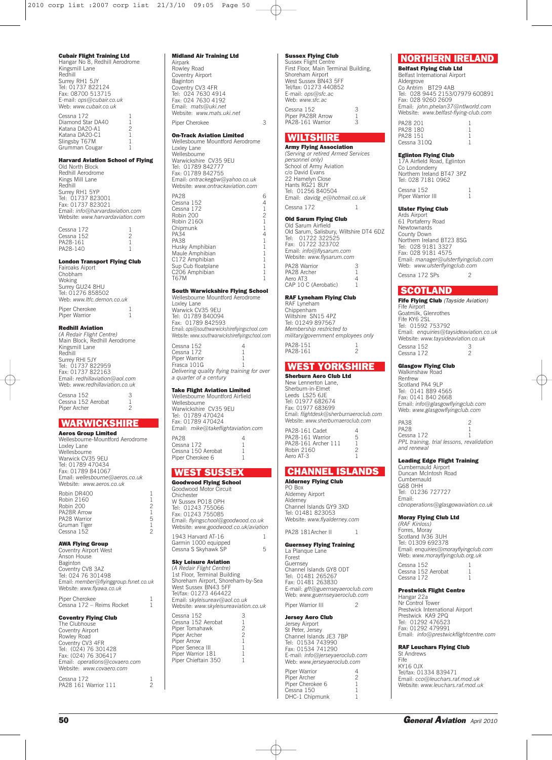**Cubair Flight Training Ltd**
Hangar No 8, Redhill Aerodrome
Kingsmill Lane
Redhill
Surrey RH1 5JY
Tel: 01737 822124
Fax: 08700 513715
E-mail: *ops@cubair.co.uk*
Web: *www.cubair.co.uk*

| | |
|---|---|
| Cessna 172 | 1 |
| Diamond Star DA40 | 1 |
| Katana DA20-A1 | 2 |
| Katana DA20-C1 | 1 |
| Slingsby T67M | 1 |
| Grumman Cougar | 1 |

**Harvard Aviation School of Flying**
Old North Block
Redhill Aerodrome
Kings Mill Lane
Redhill
Surrey RH1 5YP
Tel: 01737 823001
Fax: 01737 823021
Email: *info@harvardaviation.com*
Website: *www.harvardaviation.com*

| | |
|---|---|
| Cessna 172 | 1 |
| Cessna 152 | 2 |
| PA28-161 | 1 |
| PA28-140 | 1 |

**London Transport Flying Club**
Fairoaks Aiport
Chobham
Woking
Surrey GU24 8HU
Tel: 01276 858502
Web: *www.ltfc.demon.co.uk*

| | |
|---|---|
| Piper Cherokee | 1 |
| Piper Warrior | 1 |

**Redhill Aviation**
*(A Redair Flight Centre)*
Main Block, Redhill Aerodrome
Kingsmill Lane
Redhill
Surrey RHI 5JY
Tel: 01737 822959
Fax: 01737 822163
Email: *redhillaviation@aol.com*
Web: *www.redhillaviation.co.uk*

| | |
|---|---|
| Cessna 152 | 3 |
| Cessna 152 Aerobat | 1 |
| Piper Archer | 2 |

## WARWICKSHIRE

**Aeros Group Limited**
Wellesbourne-Mountford Aerodrome
Loxley Lane
Wellesbourne
Warwick CV35 9EU
Tel: 01789 470434
Fax: 01789 841067
Email: *wellesbourne@aeros.co.uk*
Website: *www.aeros.co.uk*

| | |
|---|---|
| Robin DR400 | 1 |
| Robin 2160 | 1 |
| Robin 200 | 2 |
| PA28R Arrow | 1 |
| PA28 Warrior | 5 |
| Gruman Tiger | 1 |
| Cessna 152 | 2 |

**AWA Flying Group**
Coventry Airport West
Anson House
Baginton
Coventry CV8 3AZ
Tel: 024 76 301498
Email: *member@flyinggroup.fsnet.co.uk*
Website: *www.flyawa.co.uk*

| | |
|---|---|
| Piper Cherokee | 1 |
| Cessna 172 – Reims Rocket | 1 |

**Coventry Flying Club**
The Clubhouse
Coventry Airport
Rowley Road
Coventry CV3 4FR
Tel: (024) 76 301428
Fax: (024) 76 306417
Email: *operations@covaero.com*
Website: *www.covaero.com*

| | |
|---|---|
| Cessna 172 | 1 |
| PA28 161 Warrior 111 | 2 |

**Midland Air Training Ltd**
Airpark
Rowley Road
Coventry Airport
Baginton
Coventry CV3 4FR
Tel: 024 7630 4914
Fax: 024 7630 4192
Email: *mats@uki.net*
Website: *www.mats.uki.net*

| | |
|---|---|
| Piper Cherokee | 3 |

**On-Track Aviation Limited**
Wellesbourne Mountford Aerodrome
Loxley Lane
Wellesbourne
Warwickshire CV35 9EU
Tel: 01789 842777
Fax: 01789 842755
Email: *ontrackegbw@yahoo.co.uk*
Website: *www.ontrackaviation.com*

| | |
|---|---|
| PA28 | 6 |
| Cessna 152 | 4 |
| Cessna 172 | 1 |
| Robin 200 | 2 |
| Robin 2160i | 1 |
| Chipmunk | 1 |
| PA34 | 4 |
| PA38 | 1 |
| Husky Amphibian | 1 |
| Maule Amphibian | 1 |
| C172 Amphibian | 1 |
| Sup Cub floatplane | 1 |
| C206 Amphibian | 1 |
| T67M | 1 |

**South Warwickshire Flying School**
Wellesbourne Mountford Aerodrome
Loxley Lane
Warwick CV35 9EU
Tel: 01789 840094
Fax: 01789 842593
Email: *ops@southwarwickshireflyingschool.com*
Website: *www.southwarwickshireflyingschool.com*

| | |
|---|---|
| Cessna 152 | 4 |
| Cessna 172 | 1 |
| Piper Warrior | 1 |
| Frasca 101G | 1 |

*Delivering quality flying training for over a quarter of a century*

**Take Flight Aviation Limited**
Wellesbourne Mountford Airfield
Wellesbourne
Warwickshire CV35 9EU
Tel: 01789 470424
Fax: 01789 470424
Email: *mike@takeflightaviation.com*

| | |
|---|---|
| PA28 | 4 |
| Cessna 172 | 1 |
| Cessna 150 Aerobat | 1 |
| Piper Cherokee 6 | 1 |

## WEST SUSSEX

**Goodwood Flying School**
Goodwood Motor Circuit
Chichester
W Sussex PO18 0PH
Tel: 01243 755066
Fax: 01243 755085
Email: *flyingschool@goodwood.co.uk*
Website: *www.goodwood.co.uk/aviation*

| | |
|---|---|
| 1943 Harvard AT-16 | 1 |
| Garmin 1000 equipped Cessna S Skyhawk SP | 5 |

**Sky Leisure Aviation**
*(A Redair Flight Centre)*
1st Floor, Terminal Building
Shoreham Airport, Shoreham-by-Sea
West Sussex BN43 5FF
Tel/fax: 01273 464422
Email: *skyleisureav@aol.co.uk*
Website: *www.skyleisureaviation.co.uk*

| | |
|---|---|
| Cessna 152 | 3 |
| Cessna 152 Aerobat | 1 |
| Piper Tomahawk | 2 |
| Piper Archer | 2 |
| Piper Arrow | 1 |
| Piper Seneca III | 1 |
| Piper Warrior 181 | 1 |
| Piper Chieftain 350 | 1 |

**Sussex Flying Club**
Sussex Flight Centre
First Floor, Main Terminal Building,
Shoreham Airport
West Sussex BN43 5FF
Tel/fax: 01273 440852
E-mail: *ops@sfc.ac*
Web: *www.sfc.ac*

| | |
|---|---|
| Cessna 152 | 3 |
| Piper PA28R Arrow | 1 |
| PA28-161 Warrior | 3 |

## WILTSHIRE

**Army Flying Association**
*(Serving or retired Armed Services personnel only)*
School of Army Aviation
c/o David Evans
22 Hamelyn Close
Hants RG21 8UY
Tel: 01256 840504
Email: *davidg_e@hotmail.co.uk*

| | |
|---|---|
| Cessna 172 | 1 |

**Old Sarum Flying Club**
Old Sarum Airfield
Old Sarum, Salisbury, Wiltshire DT4 6DZ
Tel: 01722 322525
Fax: 01722 323702
Email: *info@flysarum.com*
Website: *www.flysarum.com*

| | |
|---|---|
| PA28 Warrior | 3 |
| PA28 Archer | 1 |
| Aero AT3 | 4 |
| CAP 10 C (Aerobatic) | 1 |

**RAF Lyneham Flying Club**
RAF Lyneham
Chippenham
Wiltshire SN15 4PZ
Tel: 01249 897567
*Membership restricted to military/government employees only*

| | |
|---|---|
| PA28-151 | 1 |
| PA28-161 | 2 |

## WEST YORKSHIRE

**Sherburn Aero Club Ltd**
New Lennerton Lane,
Sherburn-in-Elmet
Leeds LS25 6JE
Tel: 01977 682674
Fax: 01977 683699
Email: *flightdesk@sherburnaeroclub.com*
Website: *www.sherburnaeroclub.com*

| | |
|---|---|
| PA28-161 Cadet | 4 |
| PA28-161 Warrior | 5 |
| PA28-161 Archer 111 | 1 |
| Robin 2160 | 2 |
| Aero AT-3 | 1 |

## CHANNEL ISLANDS

**Alderney Flying Club**
PO Box
Alderney Airport
Alderney
Channel Islands GY9 3XD
Tel: 01481 823053
Website: *www.flyalderney.com*

| | |
|---|---|
| PA28 181Archer II | 1 |

**Guernsey Flying Training**
La Planque Lane
Forest
Guernsey
Channel Islands GY8 0DT
Tel: 01481 265267
Fax: 01481 263830
E-mail: *gft@guernseyaeroclub.com*
Web: *www.guernseyaeroclub.com*

| | |
|---|---|
| Piper Warrior III | 2 |

**Jersey Aero Club**
Jersey Airport
St Peter, Jersey
Channel Islands JE3 7BP
Tel: 01534 743990
Fax: 01534 741290
E-mail: *info@jerseyaeroclub.com*
Web: *www.jerseyaeroclub.com*

| | |
|---|---|
| Piper Warrior | 4 |
| Piper Archer | 2 |
| Piper Cherokee 6 | 1 |
| Cessna 150 | 1 |
| DHC-1 Chipmunk | 1 |

## NORTHERN IRELAND

**Belfast Flying Club Ltd**
Belfast International Airport
Aldergrove
Co Antrim BT29 4AB
Tel: 028 9445 2153/07979 600891
Fax: 028 9260 2609
Email: *john.phelan37@ntlworld.com*
Website: *www.belfast-flying-club.com*

| | |
|---|---|
| PA28 201 | 1 |
| PA28 180 | 1 |
| PA28 151 | 1 |
| Cessna 310Q | 1 |

**Eglinton Flying Club**
17A Airfield Road, Eglinton
Co Londonderry
Northern Ireland BT47 3PZ
Tel: 028 7181 0962

| | |
|---|---|
| Cessna 152 | 1 |
| Piper Warrior III | 1 |

**Ulster Flying Club**
Ards Airport
61 Portaferry Road
Newtownards
County Down
Northern Ireland BT23 8SG
Tel: 028 9181 3327
Fax: 028 9181 4575
Email: *manager@ulsterflyingclub.com*
Web: *www.ulsterflyingclub.com*

| | |
|---|---|
| Cessna 172 SPs | 2 |

## SCOTLAND

**Fife Flying Club** *(Tayside Aviation)*
Fife Airport
Goatmilk, Glenrothes
Fife KY6 2SL
Tel: 01592 753792
Email: *enquiries@taysideaviation.co.uk*
Website: *www.taysideaviation.co.uk*

| | |
|---|---|
| Cessna 152 | 3 |
| Cessna 172 | 2 |

**Glasgow Flying Club**
Walkinshaw Road
Renfrew
Scotland PA4 9LP
Tel: 0141 889 4565
Fax: 0141 840 2668
Email: *info@glasgowflyingclub.com*
Web: *www.glasgowflyingclub.com*

| | |
|---|---|
| PA38 | 2 |
| PA28 | 1 |
| Cessna 172 | 1 |

*PPL training, trial lessons, revalidation and renewal*

**Leading Edge Flight Training**
Cumbernauld Airport
Duncan McIntosh Road
Cumbernauld
G68 0HH
Tel: 01236 727727
Email: *cbnoperations@glasgowaviation.co.uk*

**Moray Flying Club Ltd**
*(RAF Kinloss)*
Forres, Moray
Scotland IV36 3UH
Tel: 01309 692378
Email: *enquiries@morayflyingclub.com*
Web: *www.morayflyingclub.org.uk*

| | |
|---|---|
| Cessna 152 | 1 |
| Cessna 152 Aerobat | 1 |
| Cessna 172 | 1 |

**Prestwick Flight Centre**
Hangar 22a
Nr Control Tower
Prestwick International Airport
Prestwick KA9 2PQ
Tel: 01292 476523
Fax: 01292 479991
Email: *info@prestwickflightcentre.com*

**RAF Leuchars Flying Club**
St Andrews
Fife
KY16 0JX
Tel/fax: 01334 839471
Email: *cco@leuchars.raf.mod.uk*
Website: *www.leuchars.raf.mod.uk*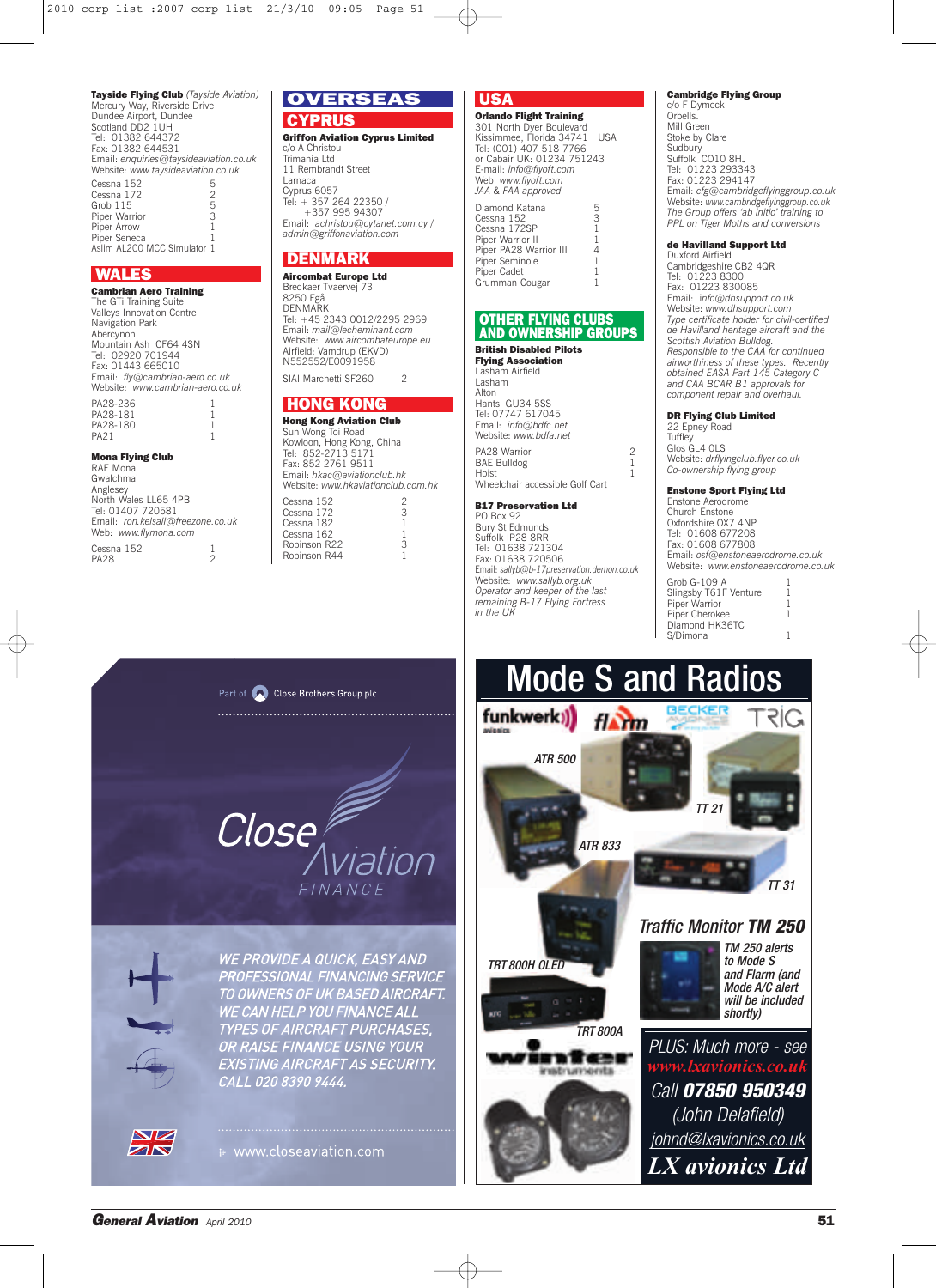**Tayside Flying Club** *(Tayside Aviation)*
Mercury Way, Riverside Drive
Dundee Airport, Dundee
Scotland DD2 1UH
Tel: 01382 644372
Fax: 01382 644531
Email: *enquiries@taysideaviation.co.uk*
Website: *www.taysideaviation.co.uk*

| | |
|---|---|
| Cessna 152 | 5 |
| Cessna 172 | 2 |
| Grob 115 | 5 |
| Piper Warrior | 3 |
| Piper Arrow | 1 |
| Piper Seneca | 1 |
| Aslim AL200 MCC Simulator | 1 |

## WALES

**Cambrian Aero Training**
The GTi Training Suite
Valleys Innovation Centre
Navigation Park
Abercynon
Mountain Ash CF64 4SN
Tel: 02920 701944
Fax: 01443 665010
Email: *fly@cambrian-aero.co.uk*
Website: *www.cambrian-aero.co.uk*

| | |
|---|---|
| PA28-236 | 1 |
| PA28-181 | 1 |
| PA28-180 | 1 |
| PA21 | 1 |

**Mona Flying Club**
RAF Mona
Gwalchmai
Anglesey
North Wales LL65 4PB
Tel: 01407 720581
Email: *ron.kelsall@freezone.co.uk*
Web: *www.flymona.com*

| | |
|---|---|
| Cessna 152 | 1 |
| PA28 | 2 |

# OVERSEAS

## CYPRUS

**Griffon Aviation Cyprus Limited**
c/o A Christou
Trimania Ltd
11 Rembrandt Street
Larnaca
Cyprus 6057
Tel: + 357 264 22350 /
+357 995 94307
Email: *achristou@cytanet.com.cy / admin@griffonaviation.com*

## DENMARK

**Aircombat Europe Ltd**
Bredkaer Tvaervej 73
8250 Egå
DENMARK
Tel: +45 2343 0012/2295 2969
Email: *mail@lecheminant.com*
Website: *www.aircombateurope.eu*
Airfield: Vamdrup (EKVD)
N552552/E0091958

| | |
|---|---|
| SIAI Marchetti SF260 | 2 |

## HONG KONG

**Hong Kong Aviation Club**
Sun Wong Toi Road
Kowloon, Hong Kong, China
Tel: 852-2713 5171
Fax: 852 2761 9511
Email: *hkac@aviationclub.hk*
Website: *www.hkaviationclub.com.hk*

| | |
|---|---|
| Cessna 152 | 2 |
| Cessna 172 | 3 |
| Cessna 182 | 1 |
| Cessna 162 | 1 |
| Robinson R22 | 3 |
| Robinson R44 | 1 |

## USA

**Orlando Flight Training**
301 North Dyer Boulevard
Kissimmee, Florida 34741 USA
Tel: (001) 407 518 7766
or Cabair UK: 01234 751243
E-mail: *info@flyoft.com*
Web: *www.flyoft.com*
*JAA & FAA approved*

| | |
|---|---|
| Diamond Katana | 5 |
| Cessna 152 | 3 |
| Cessna 172SP | 1 |
| Piper Warrior II | 1 |
| Piper PA28 Warrior III | 4 |
| Piper Seminole | 1 |
| Piper Cadet | 1 |
| Grumman Cougar | 1 |

## OTHER FLYING CLUBS AND OWNERSHIP GROUPS

**British Disabled Pilots Flying Association**
Lasham Airfield
Lasham
Alton
Hants GU34 5SS
Tel: 07747 617045
Email: *info@bdfc.net*
Website: *www.bdfa.net*

| | |
|---|---|
| PA28 Warrior | 2 |
| BAE Bulldog | 1 |
| Hoist | 1 |
| Wheelchair accessible Golf Cart | |

**B17 Preservation Ltd**
PO Box 92
Bury St Edmunds
Suffolk IP28 8RR
Tel: 01638 721304
Fax: 01638 720506
Email: *sallyb@b-17preservation.demon.co.uk*
Website: *www.sallyb.org.uk*
*Operator and keeper of the last remaining B-17 Flying Fortress in the UK*

**Cambridge Flying Group**
c/o F Dymock
Orbells.
Mill Green
Stoke by Clare
Sudbury
Suffolk CO10 8HJ
Tel: 01223 293343
Fax: 01223 294147
Email: *cfg@cambridgeflyinggroup.co.uk*
Website: *www.cambridgeflyinggroup.co.uk*
*The Group offers 'ab initio' training to PPL on Tiger Moths and conversions*

**de Havilland Support Ltd**
Duxford Airfield
Cambridgeshire CB2 4QR
Tel: 01223 8300
Fax: 01223 830085
Email: *info@dhsupport.co.uk*
Website: *www.dhsupport.com*
*Type certificate holder for civil-certified de Havilland heritage aircraft and the Scottish Aviation Bulldog. Responsible to the CAA for continued airworthiness of these types. Recently obtained EASA Part 145 Category C and CAA BCAR B1 approvals for component repair and overhaul.*

**DR Flying Club Limited**
22 Epney Road
Tuffley
Glos GL4 0LS
Website: *drflyingclub.flyer.co.uk*
*Co-ownership flying group*

**Enstone Sport Flying Ltd**
Enstone Aerodrome
Church Enstone
Oxfordshire OX7 4NP
Tel: 01608 677208
Fax: 01608 677808
Email: *osf@enstoneaerodrome.co.uk*
Website: *www.enstoneaerodrome.co.uk*

| | |
|---|---|
| Grob G-109 A | 1 |
| Slingsby T61F Venture | 1 |
| Piper Warrior | 1 |
| Piper Cherokee | 1 |
| Diamond HK36TC | |
| S/Dimona | 1 |

Part of Close Brothers Group plc

Close Aviation FINANCE

WE PROVIDE A QUICK, EASY AND PROFESSIONAL FINANCING SERVICE TO OWNERS OF UK BASED AIRCRAFT. WE CAN HELP YOU FINANCE ALL TYPES OF AIRCRAFT PURCHASES, OR RAISE FINANCE USING YOUR EXISTING AIRCRAFT AS SECURITY. CALL 020 8390 9444.

www.closeaviation.com

# Mode S and Radios

funkwerk avionics · flarm · BECKER · TRIG

ATR 500 · TT 21 · ATR 833 · TT 31 · TRT 800H OLED · TRT 800A

**Traffic Monitor TM 250**

*TM 250 alerts to Mode S and Flarm (and Mode A/C alert will be included shortly)*

winter instruments

PLUS: Much more - see **www.lxavionics.co.uk**
Call **07850 950349**
(John Delafield)
johnd@lxavionics.co.uk
**LX avionics Ltd**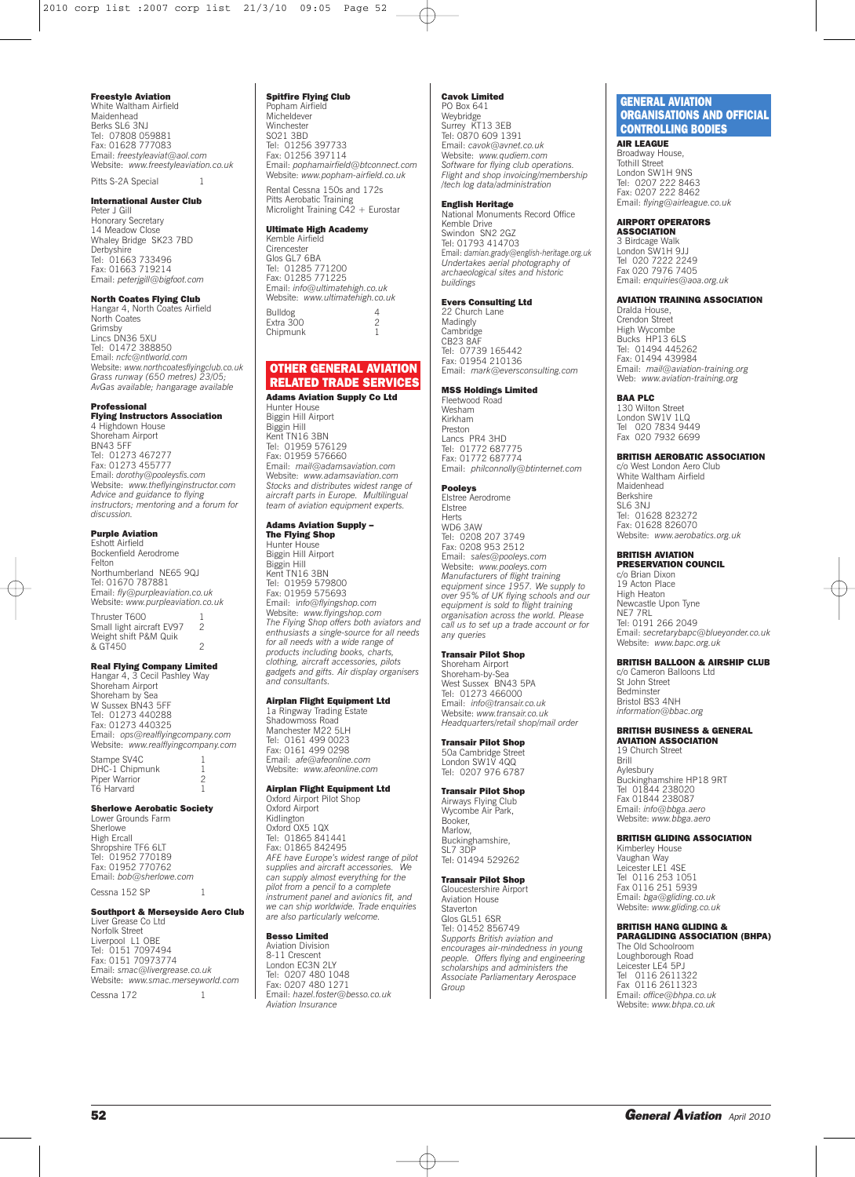**Freestyle Aviation**
White Waltham Airfield
Maidenhead
Berks SL6 3NJ
Tel: 07808 059881
Fax: 01628 777083
Email: *freestyleaviat@aol.com*
Website: *www.freestyleaviation.co.uk*

| | |
|---|---|
| Pitts S-2A Special | 1 |

**International Auster Club**
Peter J Gill
Honorary Secretary
14 Meadow Close
Whaley Bridge SK23 7BD
Derbyshire
Tel: 01663 733496
Fax: 01663 719214
Email: *peterjgill@bigfoot.com*

**North Coates Flying Club**
Hangar 4, North Coates Airfield
North Coates
Grimsby
Lincs DN36 5XU
Tel: 01472 388850
Email: *ncfc@ntlworld.com*
Website: *www.northcoatesflyingclub.co.uk*
*Grass runway (650 metres) 23/05; AvGas available; hangarage available*

**Professional Flying Instructors Association**
4 Highdown House
Shoreham Airport
BN43 5FF
Tel: 01273 467277
Fax: 01273 455777
Email: *dorothy@pooleysfis.com*
Website: *www.theflyinginstructor.com*
*Advice and guidance to flying instructors; mentoring and a forum for discussion.*

**Purple Aviation**
Eshott Airfield
Bockenfield Aerodrome
Felton
Northumberland NE65 9QJ
Tel: 01670 787881
Email: *fly@purpleaviation.co.uk*
Website: *www.purpleaviation.co.uk*

| | |
|---|---|
| Thruster T600 | 1 |
| Small light aircraft EV97 | 2 |
| Weight shift P&M Quik & GT450 | 2 |

**Real Flying Company Limited**
Hangar 4, 3 Cecil Pashley Way
Shoreham Airport
Shoreham by Sea
W Sussex BN43 5FF
Tel: 01273 440288
Fax: 01273 440325
Email: *ops@realflyingcompany.com*
Website: *www.realflyingcompany.com*

| | |
|---|---|
| Stampe SV4C | 1 |
| DHC-1 Chipmunk | 1 |
| Piper Warrior | 2 |
| T6 Harvard | 1 |

**Sherlowe Aerobatic Society**
Lower Grounds Farm
Sherlowe
High Ercall
Shropshire TF6 6LT
Tel: 01952 770189
Fax: 01952 770762
Email: *bob@sherlowe.com*

| | |
|---|---|
| Cessna 152 SP | 1 |

**Southport & Merseyside Aero Club**
Liver Grease Co Ltd
Norfolk Street
Liverpool L1 OBE
Tel: 0151 7097494
Fax: 0151 70973774
Email: *smac@livergrease.co.uk*
Website: *www.smac.merseyworld.com*

| | |
|---|---|
| Cessna 172 | 1 |

**Spitfire Flying Club**
Popham Airfield
Micheldever
Winchester
SO21 3BD
Tel: 01256 397733
Fax: 01256 397114
Email: *pophamairfield@btconnect.com*
Website: *www.popham-airfield.co.uk*

Rental Cessna 150s and 172s
Pitts Aerobatic Training
Microlight Training C42 + Eurostar

**Ultimate High Academy**
Kemble Airfield
Cirencester
Glos GL7 6BA
Tel: 01285 771200
Fax: 01285 771225
Email: *info@ultimatehigh.co.uk*
Website: *www.ultimatehigh.co.uk*

| | |
|---|---|
| Bulldog | 4 |
| Extra 300 | 2 |
| Chipmunk | 1 |

## OTHER GENERAL AVIATION RELATED TRADE SERVICES

**Adams Aviation Supply Co Ltd**
Hunter House
Biggin Hill Airport
Biggin Hill
Kent TN16 3BN
Tel: 01959 576129
Fax: 01959 576660
Email: *mail@adamsaviation.com*
Website: *www.adamsaviation.com*
*Stocks and distributes widest range of aircraft parts in Europe. Multilingual team of aviation equipment experts.*

**Adams Aviation Supply – The Flying Shop**
Hunter House
Biggin Hill Airport
Biggin Hill
Kent TN16 3BN
Tel: 01959 579800
Fax: 01959 575693
Email: *info@flyingshop.com*
Website: *www.flyingshop.com*
*The Flying Shop offers both aviators and enthusiasts a single-source for all needs for all needs with a wide range of products including books, charts, clothing, aircraft accessories, pilots gadgets and gifts. Air display organisers and consultants.*

**Airplan Flight Equipment Ltd**
1a Ringway Trading Estate
Shadowmoss Road
Manchester M22 5LH
Tel: 0161 499 0023
Fax: 0161 499 0298
Email: *afe@afeonline.com*
Website: *www.afeonline.com*

**Airplan Flight Equipment Ltd**
Oxford Airport Pilot Shop
Oxford Airport
Kidlington
Oxford OX5 1QX
Tel: 01865 841441
Fax: 01865 842495
*AFE have Europe's widest range of pilot supplies and aircraft accessories. We can supply almost everything for the pilot from a pencil to a complete instrument panel and avionics fit, and we can ship worldwide. Trade enquiries are also particularly welcome.*

**Besso Limited**
Aviation Division
8-11 Crescent
London EC3N 2LY
Tel: 0207 480 1048
Fax: 0207 480 1271
Email: *hazel.foster@besso.co.uk*
*Aviation Insurance*

**Cavok Limited**
PO Box 641
Weybridge
Surrey KT13 3EB
Tel: 0870 609 1391
Email: *cavok@avnet.co.uk*
Website: *www.qudiem.com*
*Software for flying club operations. Flight and shop invoicing/membership /tech log data/administration*

**English Heritage**
National Monuments Record Office
Kemble Drive
Swindon SN2 2GZ
Tel: 01793 414703
Email: *damian.grady@english-heritage.org.uk*
*Undertakes aerial photography of archaeological sites and historic buildings*

**Evers Consulting Ltd**
22 Church Lane
Madingly
Cambridge
CB23 8AF
Tel: 07739 165442
Fax: 01954 210136
Email: *mark@eversconsulting.com*

**MSS Holdings Limited**
Fleetwood Road
Wesham
Kirkham
Preston
Lancs PR4 3HD
Tel: 01772 687775
Fax: 01772 687774
Email: *philconnolly@btinternet.com*

**Pooleys**
Elstree Aerodrome
Elstree
Herts
WD6 3AW
Tel: 0208 207 3749
Fax: 0208 953 2512
Email: *sales@pooleys.com*
Website: *www.pooleys.com*
*Manufacturers of flight training equipment since 1957. We supply to over 95% of UK flying schools and our equipment is sold to flight training organisation across the world. Please call us to set up a trade account or for any queries*

**Transair Pilot Shop**
Shoreham Airport
Shoreham-by-Sea
West Sussex BN43 5PA
Tel: 01273 466000
Email: *info@transair.co.uk*
Website: *www.transair.co.uk*
*Headquarters/retail shop/mail order*

**Transair Pilot Shop**
50a Cambridge Street
London SW1V 4QQ
Tel: 0207 976 6787

**Transair Pilot Shop**
Airways Flying Club
Wycombe Air Park,
Booker,
Marlow,
Buckinghamshire,
SL7 3DP
Tel: 01494 529262

**Transair Pilot Shop**
Gloucestershire Airport
Aviation House
Staverton
Glos GL51 6SR
Tel: 01452 856749
*Supports British aviation and encourages air-mindedness in young people. Offers flying and engineering scholarships and administers the Associate Parliamentary Aerospace Group*

## GENERAL AVIATION ORGANISATIONS AND OFFICIAL CONTROLLING BODIES

**AIR LEAGUE**
Broadway House,
Tothill Street
London SW1H 9NS
Tel: 0207 222 8463
Fax: 0207 222 8462
Email: *flying@airleague.co.uk*

**AIRPORT OPERATORS ASSOCIATION**
3 Birdcage Walk
London SW1H 9JJ
Tel 020 7222 2249
Fax 020 7976 7405
Email: *enquiries@aoa.org.uk*

**AVIATION TRAINING ASSOCIATION**
Dralda House,
Crendon Street
High Wycombe
Bucks HP13 6LS
Tel: 01494 445262
Fax: 01494 439984
Email: *mail@aviation-training.org*
Web: *www.aviation-training.org*

**BAA PLC**
130 Wilton Street
London SW1V 1LQ
Tel 020 7834 9449
Fax 020 7932 6699

**BRITISH AEROBATIC ASSOCIATION**
c/o West London Aero Club
White Waltham Airfield
Maidenhead
Berkshire
SL6 3NJ
Tel: 01628 823272
Fax: 01628 826070
Website: *www.aerobatics.org.uk*

**BRITISH AVIATION PRESERVATION COUNCIL**
c/o Brian Dixon
19 Acton Place
High Heaton
Newcastle Upon Tyne
NE7 7RL
Tel: 0191 266 2049
Email: *secretarybapc@blueyonder.co.uk*
Website: *www.bapc.org.uk*

**BRITISH BALLOON & AIRSHIP CLUB**
c/o Cameron Balloons Ltd
St John Street
Bedminster
Bristol BS3 4NH
*information@bbac.org*

**BRITISH BUSINESS & GENERAL AVIATION ASSOCIATION**
19 Church Street
Brill
Aylesbury
Buckinghamshire HP18 9RT
Tel 01844 238020
Fax 01844 238087
Email: *info@bbga.aero*
Website: *www.bbga.aero*

**BRITISH GLIDING ASSOCIATION**
Kimberley House
Vaughan Way
Leicester LE1 4SE
Tel 0116 253 1051
Fax 0116 251 5939
Email: *bga@gliding.co.uk*
Website: *www.gliding.co.uk*

**BRITISH HANG GLIDING & PARAGLIDING ASSOCIATION (BHPA)**
The Old Schoolroom
Loughborough Road
Leicester LE4 5PJ
Tel 0116 2611322
Fax 0116 2611323
Email: *office@bhpa.co.uk*
Website: *www.bhpa.co.uk*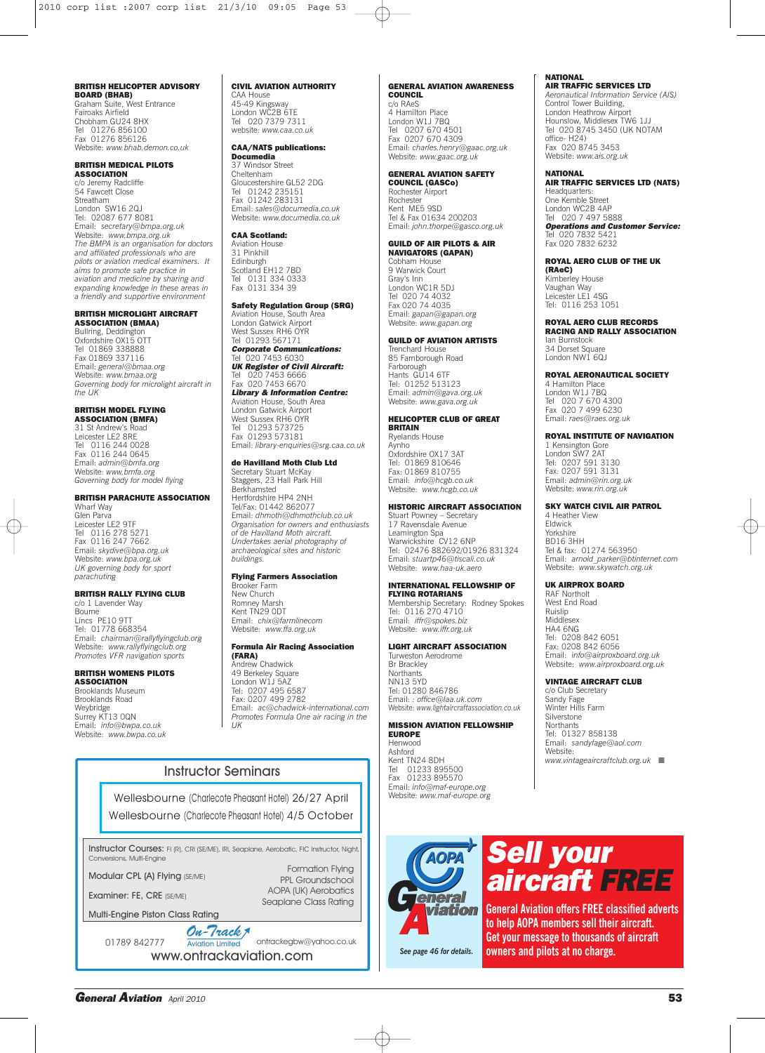### BRITISH HELICOPTER ADVISORY BOARD (BHAB)

Graham Suite, West Entrance
Fairoaks Airfield
Chobham GU24 8HX
Tel 01276 856100
Fax 01276 856126
Website: *www.bhab.demon.co.uk*

### BRITISH MEDICAL PILOTS ASSOCIATION

c/o Jeremy Radcliffe
54 Fawcett Close
Streatham
London SW16 2QJ
Tel: 02087 677 8081
Email: *secretary@bmpa.org.uk*
Website: *www.bmpa.org.uk*
*The BMPA is an organisation for doctors and affiliated professionals who are pilots or aviation medical examiners. It aims to promote safe practice in aviation and medicine by sharing and expanding knowledge in these areas in a friendly and supportive environment*

### BRITISH MICROLIGHT AIRCRAFT ASSOCIATION (BMAA)

Bullring, Deddington
Oxfordshire OX15 OTT
Tel 01869 338888
Fax 01869 337116
Email: *general@bmaa.org*
Website: *www.bmaa.org*
*Governing body for microlight aircraft in the UK*

### BRITISH MODEL FLYING ASSOCIATION (BMFA)

31 St Andrew's Road
Leicester LE2 8RE
Tel 0116 244 0028
Fax 0116 244 0645
Email: *admin@bmfa.org*
Website: *www.bmfa.org*
*Governing body for model flying*

### BRITISH PARACHUTE ASSOCIATION

Wharf Way
Glen Parva
Leicester LE2 9TF
Tel 0116 278 5271
Fax 0116 247 7662
Email: *skydive@bpa.org.uk*
Website: *www.bpa.org.uk*
*UK governing body for sport parachuting*

### BRITISH RALLY FLYING CLUB

c/o 1 Lavender Way
Bourne
Lincs PE10 9TT
Tel: 01778 668354
Email: *chairman@rallyflyingclub.org*
Website: *www.rallyflyingclub.org*
*Promotes VFR navigation sports*

### BRITISH WOMENS PILOTS ASSOCIATION

Brooklands Museum
Brooklands Road
Weybridge
Surrey KT13 0QN
Email: *info@bwpa.co.uk*
Website: *www.bwpa.co.uk*

### CIVIL AVIATION AUTHORITY

CAA House
45-49 Kingsway
London WC2B 6TE
Tel 020 7379 7311
website: *www.caa.co.uk*

### CAA/NATS publications: Documedia

37 Windsor Street
Cheltenham
Gloucestershire GL52 2DG
Tel 01242 235151
Fax 01242 283131
Email: *sales@documedia.co.uk*
Website: *www.documedia.co.uk*

### CAA Scotland:

Aviation House
31 Pinkhill
Edinburgh
Scotland EH12 7BD
Tel 0131 334 0333
Fax 0131 334 39

### Safety Regulation Group (SRG)

Aviation House, South Area
London Gatwick Airport
West Sussex RH6 OYR
Tel 01293 567171
***Corporate Communications:***
Tel 020 7453 6030
***UK Register of Civil Aircraft:***
Tel 020 7453 6666
Fax 020 7453 6670
***Library & Information Centre:***
Aviation House, South Area
London Gatwick Airport
West Sussex RH6 OYR
Tel 01293 573725
Fax 01293 573181
Email: *library-enquiries@srg.caa.co.uk*

### de Havilland Moth Club Ltd

Secretary Stuart McKay
Staggers, 23 Hall Park Hill
Berkhamsted
Hertfordshire HP4 2NH
Tel/Fax: 01442 862077
Email: *dhmoth@dhmothclub.co.uk*
*Organisation for owners and enthusiasts of de Havilland Moth aircraft. Undertakes aerial photography of archaeological sites and historic buildings.*

### Flying Farmers Association

Brooker Farm
New Church
Romney Marsh
Kent TN29 ODT
Email: *chix@farmlinecom*
Website: *www.ffa.org.uk*

### Formula Air Racing Association (FARA)

Andrew Chadwick
49 Berkeley Square
London W1J 5AZ
Tel: 0207 495 6587
Fax: 0207 499 2782
Email: *ac@chadwick-international.com*
*Promotes Formula One air racing in the UK*

### GENERAL AVIATION AWARENESS COUNCIL

c/o RAeS
4 Hamilton Place
London W1J 7BQ
Tel 0207 670 4501
Fax 0207 670 4309
Email: *charles.henry@gaac.org.uk*
Website: *www.gaac.org.uk*

### GENERAL AVIATION SAFETY COUNCIL (GASCo)

Rochester Airport
Rochester
Kent ME5 9SD
Tel & Fax 01634 200203
Email: *john.thorpe@gasco.org.uk*

### GUILD OF AIR PILOTS & AIR NAVIGATORS (GAPAN)

Cobham House
9 Warwick Court
Gray's Inn
London WC1R 5DJ
Tel 020 74 4032
Fax 020 74 4035
Email: *gapan@gapan.org*
Website: *www.gapan.org*

### GUILD OF AVIATION ARTISTS

Trenchard House
85 Farnborough Road
Farborough
Hants GU14 6TF
Tel: 01252 513123
Email: *admin@gava.org.uk*
Website: *www.gava.org.uk*

### HELICOPTER CLUB OF GREAT BRITAIN

Ryelands House
Aynho
Oxfordshire OX17 3AT
Tel: 01869 810646
Fax: 01869 810755
Email: *info@hcgb.co.uk*
Website: *www.hcgb.co.uk*

### HISTORIC AIRCRAFT ASSOCIATION

Stuart Powney – Secretary
17 Ravensdale Avenue
Leamington Spa
Warwickshire CV12 6NP
Tel: 02476 882692/01926 831324
Email: *stuartp46@tiscali.co.uk*
Website: *www.haa-uk.aero*

### INTERNATIONAL FELLOWSHIP OF FLYING ROTARIANS

Membership Secretary: Rodney Spokes
Tel: 0116 270 4710
Email: *iffr@spokes.biz*
Website: *www.iffr.org.uk*

### LIGHT AIRCRAFT ASSOCIATION

Turweston Aerodrome
Br Brackley
Northants
NN13 5YD
Tel: 01280 846786
Email: : *office@laa.uk.com*
Website: *www.lightaircraftassociation.co.uk*

### MISSION AVIATION FELLOWSHIP EUROPE

Henwood
Ashford
Kent TN24 8DH
Tel 01233 895500
Fax 01233 895570
Email: *info@maf-europe.org*
Website: *www.maf-europe.org*

### NATIONAL AIR TRAFFIC SERVICES LTD

*Aeronautical Information Service (AIS)*
Control Tower Building,
London Heathrow Airport
Hounslow, Middlesex TW6 1JJ
Tel 020 8745 3450 (UK NOTAM office- H24)
Fax 020 8745 3453
Website: *www.ais.org.uk*

### NATIONAL AIR TRAFFIC SERVICES LTD (NATS)

Headquarters:
One Kemble Street
London WC2B 4AP
Tel 020 7 497 5888
***Operations and Customer Service:***
Tel 020 7832 5421
Fax 020 7832 6232

### ROYAL AERO CLUB OF THE UK (RAeC)

Kimberley House
Vaughan Way
Leicester LE1 4SG
Tel: 0116 253 1051

### ROYAL AERO CLUB RECORDS RACING AND RALLY ASSOCIATION

Ian Burnstock
34 Dorset Square
London NW1 6QJ

### ROYAL AERONAUTICAL SOCIETY

4 Hamilton Place
London W1J 7BQ
Tel 020 7 670 4300
Fax 020 7 499 6230
Email: *raes@raes.org.uk*

### ROYAL INSTITUTE OF NAVIGATION

1 Kensington Gore
London SW7 2AT
Tel: 0207 591 3130
Fax: 0207 591 3131
Email: *admin@rin.org.uk*
Website: *www.rin.org.uk*

### SKY WATCH CIVIL AIR PATROL

4 Heather View
Eldwick
Yorkshire
BD16 3HH
Tel & fax: 01274 563950
Email: *arnold_parker@btinternet.com*
Website: *www.skywatch.org.uk*

### UK AIRPROX BOARD

RAF Northolt
West End Road
Ruislip
Middlesex
HA4 6NG
Tel: 0208 842 6051
Fax: 0208 842 6056
Email: *info@airproxboard.org.uk*
Website: *www.airproxboard.org.uk*

### VINTAGE AIRCRAFT CLUB

c/o Club Secretary
Sandy Fage
Winter Hills Farm
Silverstone
Northants
Tel: 01327 858138
Email: *sandyfage@aol.com*
Website:
*www.vintageaircraftclub.org.uk*

---

## Instructor Seminars

Wellesbourne (Charlecote Pheasant Hotel) 26/27 April
Wellesbourne (Charlecote Pheasant Hotel) 4/5 October

Instructor Courses: FI (R), CRI (SE/ME), IRI, Seaplane, Aerobatic, FIC Instructor, Night, Conversions, Multi-Engine

Modular CPL (A) Flying (SE/ME)
Examiner: FE, CRE (SE/ME)
Multi-Engine Piston Class Rating
Formation Flying
PPL Groundschool
AOPA (UK) Aerobatics
Seaplane Class Rating

On-Track Aviation Limited
01789 842777 ontrackegbw@yahoo.co.uk
www.ontrackaviation.com

---

AOPA General Aviation

See page 46 for details.

## Sell your aircraft FREE

General Aviation offers FREE classified adverts to help AOPA members sell their aircraft. Get your message to thousands of aircraft owners and pilots at no charge.